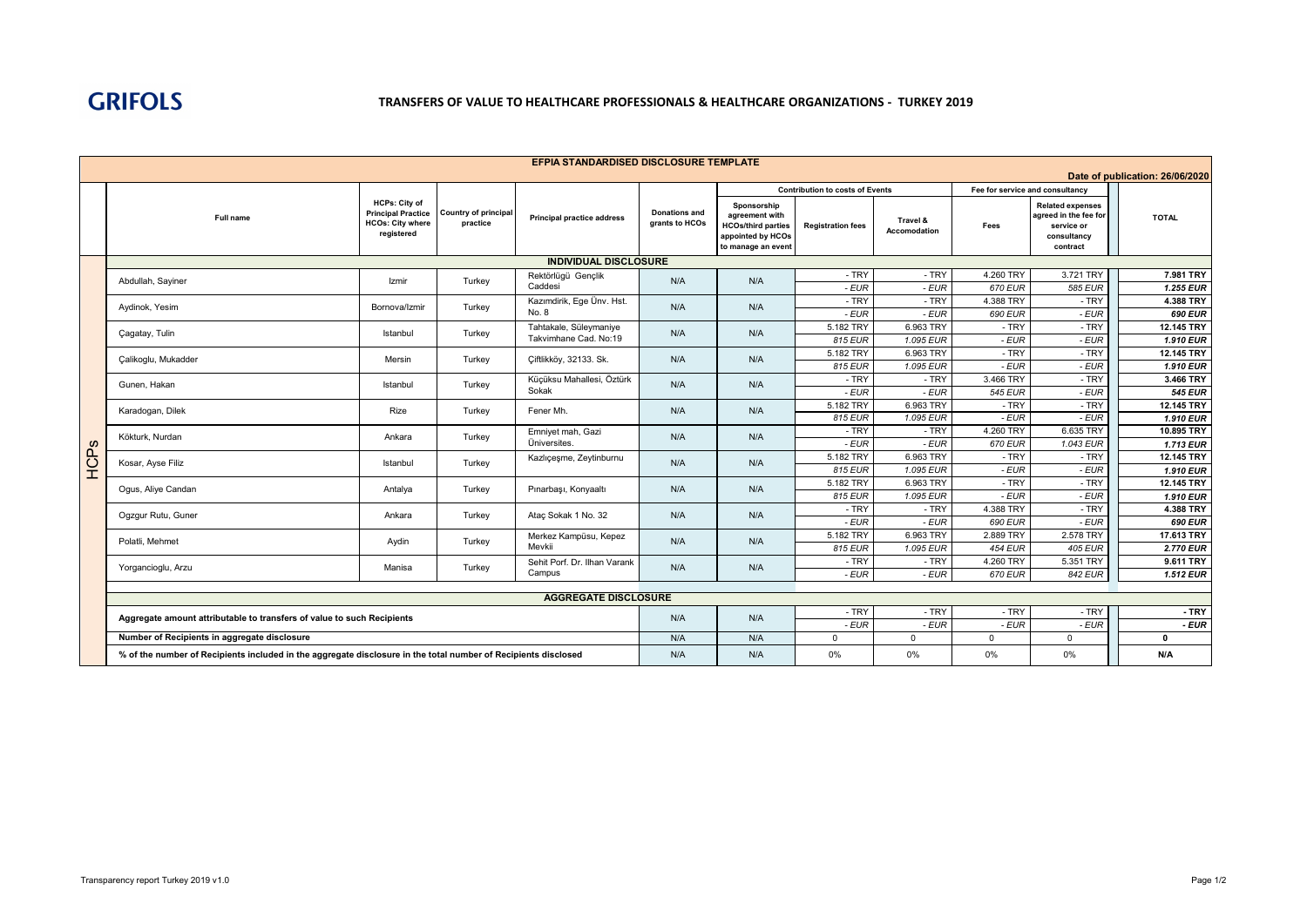**GRIFOLS**

# TRANSFERS OF VALUE TO HEALTHCARE PROFESSIONALS & HEALTHCARE ORGANIZATIONS - TURKEY 2019

## EFPIA STANDARDISED DISCLOSURE TEMPLATE

Date of publication: 26/06/2020

| | Full name | HCPs: City of Principal Practice HCOs: City where registered | Country of principal practice | Principal practice address | Donations and grants to HCOs | Contribution to costs of Events | | | Fee for service and consultancy | | TOTAL |
|---|---|---|---|---|---|---|---|---|---|---|---|
| | | | | | | Sponsorship agreement with HCOs/third parties appointed by HCOs to manage an event | Registration fees | Travel & Accomodation | Fees | Related expenses agreed in the fee for service or consultancy contract | |
| | **INDIVIDUAL DISCLOSURE** | | | | | | | | | | |
| HCPs | Abdullah, Sayiner | Izmir | Turkey | Rektörlügü Gençlik Caddesi | N/A | N/A | - TRY | - TRY | 4.260 TRY | 3.721 TRY | **7.981 TRY** |
| | | | | | | | *- EUR* | *- EUR* | *670 EUR* | *585 EUR* | ***1.255 EUR*** |
| | Aydinok, Yesim | Bornova/Izmir | Turkey | Kazımdirik, Ege Ünv. Hst. No. 8 | N/A | N/A | - TRY | - TRY | 4.388 TRY | - TRY | **4.388 TRY** |
| | | | | | | | *- EUR* | *- EUR* | *690 EUR* | *- EUR* | ***690 EUR*** |
| | Çagatay, Tulin | Istanbul | Turkey | Tahtakale, Süleymaniye Takvimhane Cad. No:19 | N/A | N/A | 5.182 TRY | 6.963 TRY | - TRY | - TRY | **12.145 TRY** |
| | | | | | | | *815 EUR* | *1.095 EUR* | *- EUR* | *- EUR* | ***1.910 EUR*** |
| | Çalikoglu, Mukadder | Mersin | Turkey | Çiftlikköy, 32133. Sk. | N/A | N/A | 5.182 TRY | 6.963 TRY | - TRY | - TRY | **12.145 TRY** |
| | | | | | | | *815 EUR* | *1.095 EUR* | *- EUR* | *- EUR* | ***1.910 EUR*** |
| | Gunen, Hakan | Istanbul | Turkey | Küçüksu Mahallesi, Öztürk Sokak | N/A | N/A | - TRY | - TRY | 3.466 TRY | - TRY | **3.466 TRY** |
| | | | | | | | *- EUR* | *- EUR* | *545 EUR* | *- EUR* | ***545 EUR*** |
| | Karadogan, Dilek | Rize | Turkey | Fener Mh. | N/A | N/A | 5.182 TRY | 6.963 TRY | - TRY | - TRY | **12.145 TRY** |
| | | | | | | | *815 EUR* | *1.095 EUR* | *- EUR* | *- EUR* | ***1.910 EUR*** |
| | Kökturk, Nurdan | Ankara | Turkey | Emniyet mah, Gazi Üniversites. | N/A | N/A | - TRY | - TRY | 4.260 TRY | 6.635 TRY | **10.895 TRY** |
| | | | | | | | *- EUR* | *- EUR* | *670 EUR* | *1.043 EUR* | ***1.713 EUR*** |
| | Kosar, Ayse Filiz | Istanbul | Turkey | Kazlıçeşme, Zeytinburnu | N/A | N/A | 5.182 TRY | 6.963 TRY | - TRY | - TRY | **12.145 TRY** |
| | | | | | | | *815 EUR* | *1.095 EUR* | *- EUR* | *- EUR* | ***1.910 EUR*** |
| | Ogus, Aliye Candan | Antalya | Turkey | Pınarbaşı, Konyaaltı | N/A | N/A | 5.182 TRY | 6.963 TRY | - TRY | - TRY | **12.145 TRY** |
| | | | | | | | *815 EUR* | *1.095 EUR* | *- EUR* | *- EUR* | ***1.910 EUR*** |
| | Ogzgur Rutu, Guner | Ankara | Turkey | Ataç Sokak 1 No. 32 | N/A | N/A | - TRY | - TRY | 4.388 TRY | - TRY | **4.388 TRY** |
| | | | | | | | *- EUR* | *- EUR* | *690 EUR* | *- EUR* | ***690 EUR*** |
| | Polatli, Mehmet | Aydin | Turkey | Merkez Kampüsu, Kepez Mevkii | N/A | N/A | 5.182 TRY | 6.963 TRY | 2.889 TRY | 2.578 TRY | **17.613 TRY** |
| | | | | | | | *815 EUR* | *1.095 EUR* | *454 EUR* | *405 EUR* | ***2.770 EUR*** |
| | Yorgancioglu, Arzu | Manisa | Turkey | Sehit Porf. Dr. Ilhan Varank Campus | N/A | N/A | - TRY | - TRY | 4.260 TRY | 5.351 TRY | **9.611 TRY** |
| | | | | | | | *- EUR* | *- EUR* | *670 EUR* | *842 EUR* | ***1.512 EUR*** |
| | **AGGREGATE DISCLOSURE** | | | | | | | | | | |
| | Aggregate amount attributable to transfers of value to such Recipients | | | | N/A | N/A | - TRY | - TRY | - TRY | - TRY | **- TRY** |
| | | | | | | | *- EUR* | *- EUR* | *- EUR* | *- EUR* | ***- EUR*** |
| | **Number of Recipients in aggregate disclosure** | | | | N/A | N/A | 0 | 0 | 0 | 0 | **0** |
| | **% of the number of Recipients included in the aggregate disclosure in the total number of Recipients disclosed** | | | | N/A | N/A | 0% | 0% | 0% | 0% | **N/A** |

Transparency report Turkey 2019 v1.0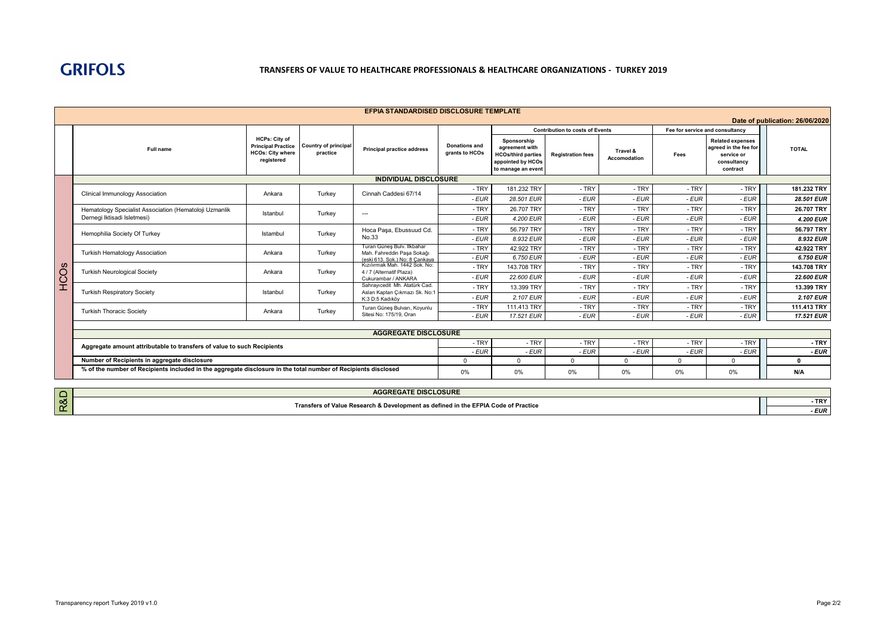**GRIFOLS**

## TRANSFERS OF VALUE TO HEALTHCARE PROFESSIONALS & HEALTHCARE ORGANIZATIONS - TURKEY 2019

### EFPIA STANDARDISED DISCLOSURE TEMPLATE

Date of publication: 26/06/2020

| | Full name | HCPs: City of Principal Practice HCOs: City where registered | Country of principal practice | Principal practice address | Donations and grants to HCOs | Contribution to costs of Events | | | Fee for service and consultancy | | TOTAL |
|---|---|---|---|---|---|---|---|---|---|---|---|
| | | | | | | Sponsorship agreement with HCOs/third parties appointed by HCOs to manage an event | Registration fees | Travel & Accomodation | Fees | Related expenses agreed in the fee for service or consultancy contract | |
| HCOs | **INDIVIDUAL DISCLOSURE** | | | | | | | | | | |
| | Clinical Immunology Association | Ankara | Turkey | Cinnah Caddesi 67/14 | - TRY | 181.232 TRY | - TRY | - TRY | - TRY | - TRY | **181.232 TRY** |
| | | | | | *- EUR* | *28.501 EUR* | *- EUR* | *- EUR* | *- EUR* | *- EUR* | ***28.501 EUR*** |
| | Hematology Specialist Association (Hematoloji Uzmanlik Dernegi Iktisadi Isletmesi) | Istanbul | Turkey | --- | - TRY | 26.707 TRY | - TRY | - TRY | - TRY | - TRY | **26.707 TRY** |
| | | | | | *- EUR* | *4.200 EUR* | *- EUR* | *- EUR* | *- EUR* | *- EUR* | ***4.200 EUR*** |
| | Hemophilia Society Of Turkey | Istambul | Turkey | Hoca Paşa, Ebussuud Cd. No.33 | - TRY | 56.797 TRY | - TRY | - TRY | - TRY | - TRY | **56.797 TRY** |
| | | | | | *- EUR* | *8.932 EUR* | *- EUR* | *- EUR* | *- EUR* | *- EUR* | ***8.932 EUR*** |
| | Turkish Hematology Association | Ankara | Turkey | Turan Güneş Bulv. İlkbahar Mah. Fahreddin Paşa Sokağı (eski 613. Sok.) No: 8 Çankaya | - TRY | 42.922 TRY | - TRY | - TRY | - TRY | - TRY | **42.922 TRY** |
| | | | | | *- EUR* | *6.750 EUR* | *- EUR* | *- EUR* | *- EUR* | *- EUR* | ***6.750 EUR*** |
| | Turkish Neurological Society | Ankara | Turkey | Kızılırmak Mah. 1442 Sok. No: 4 / 7 (Alternatif Plaza) Cukurambar / ANKARA | - TRY | 143.708 TRY | - TRY | - TRY | - TRY | - TRY | **143.708 TRY** |
| | | | | | *- EUR* | *22.600 EUR* | *- EUR* | *- EUR* | *- EUR* | *- EUR* | ***22.600 EUR*** |
| | Turkish Respiratory Society | Istanbul | Turkey | Sahrayıcedit Mh. Atatürk Cad. Aslan Kaptan Çıkmazı Sk. No:1 K:3 D:5 Kadıköy | - TRY | 13.399 TRY | - TRY | - TRY | - TRY | - TRY | **13.399 TRY** |
| | | | | | *- EUR* | *2.107 EUR* | *- EUR* | *- EUR* | *- EUR* | *- EUR* | ***2.107 EUR*** |
| | Turkish Thoracic Society | Ankara | Turkey | Turan Güneş Bulvarı, Koyunlu Sitesi No: 175/19, Oran | - TRY | 111.413 TRY | - TRY | - TRY | - TRY | - TRY | **111.413 TRY** |
| | | | | | *- EUR* | *17.521 EUR* | *- EUR* | *- EUR* | *- EUR* | *- EUR* | ***17.521 EUR*** |
| | **AGGREGATE DISCLOSURE** | | | | | | | | | | |
| | **Aggregate amount attributable to transfers of value to such Recipients** | | | | - TRY | - TRY | - TRY | - TRY | - TRY | - TRY | **- TRY** |
| | | | | | *- EUR* | *- EUR* | *- EUR* | *- EUR* | *- EUR* | *- EUR* | ***- EUR*** |
| | **Number of Recipients in aggregate disclosure** | | | | 0 | 0 | 0 | 0 | 0 | 0 | **0** |
| | **% of the number of Recipients included in the aggregate disclosure in the total number of Recipients disclosed** | | | | 0% | 0% | 0% | 0% | 0% | 0% | **N/A** |

| R&D | AGGREGATE DISCLOSURE | |
|---|---|---|
| | **Transfers of Value Research & Development as defined in the EFPIA Code of Practice** | **- TRY** |
| | | ***- EUR*** |

Transparency report Turkey 2019 v1.0